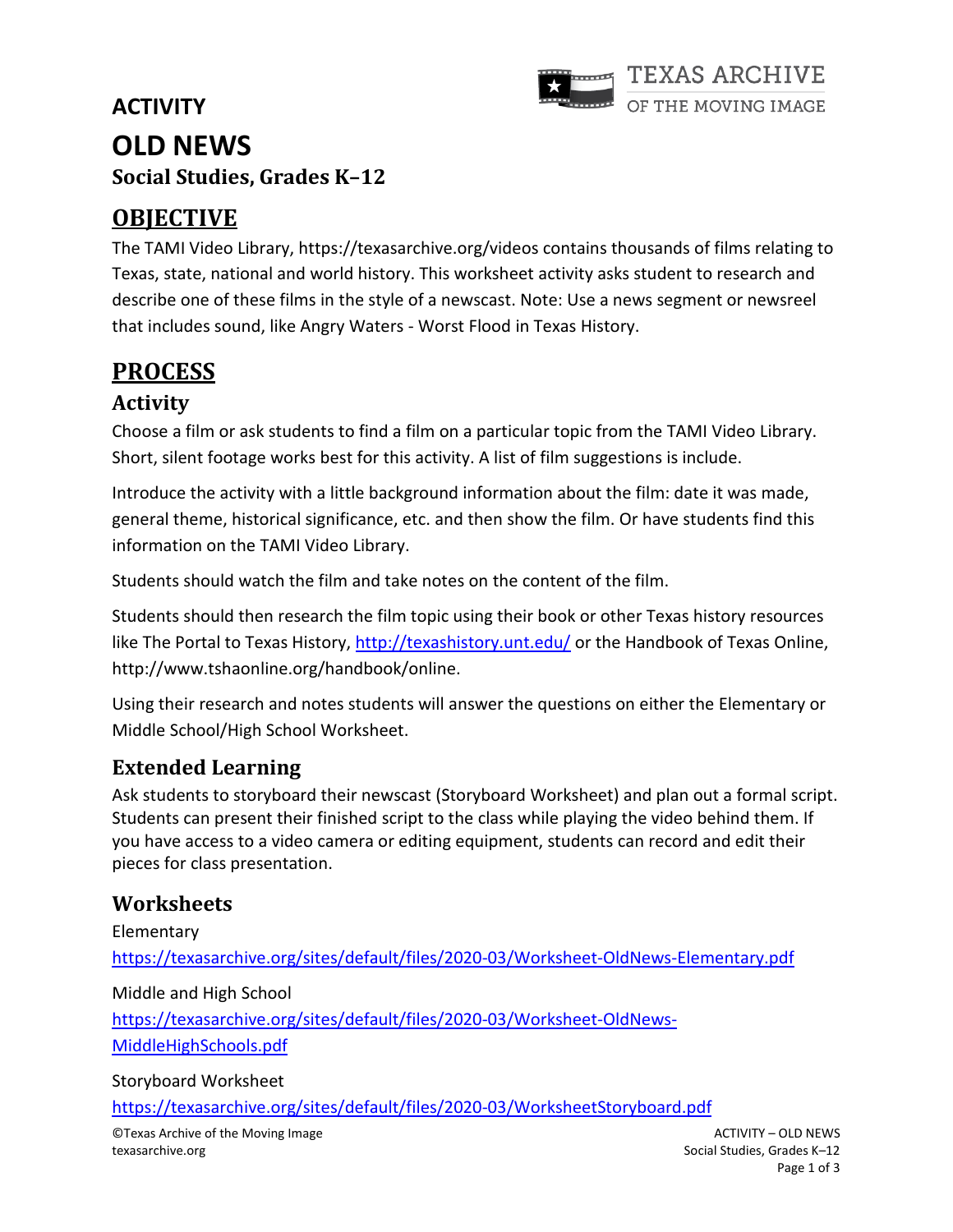## ACTIVITY

# OLD NEWS

**Social Studies, Grades K–12**

## OBJECTIVE

The TAMI Video Library, https://texasarchive.org/videos contains thousands of films relating to Texas, state, national and world history. This worksheet activity asks student to research and describe one of these films in the style of a newscast. Note: Use a news segment or newsreel that includes sound, like Angry Waters - Worst Flood in Texas History.

## PROCESS

### Activity

Choose a film or ask students to find a film on a particular topic from the TAMI Video Library. Short, silent footage works best for this activity. A list of film suggestions is include.

Introduce the activity with a little background information about the film: date it was made, general theme, historical significance, etc. and then show the film. Or have students find this information on the TAMI Video Library.

Students should watch the film and take notes on the content of the film.

Students should then research the film topic using their book or other Texas history resources like The Portal to Texas History, http://texashistory.unt.edu/ or the Handbook of Texas Online, http://www.tshaonline.org/handbook/online.

Using their research and notes students will answer the questions on either the Elementary or Middle School/High School Worksheet.

### Extended Learning

Ask students to storyboard their newscast (Storyboard Worksheet) and plan out a formal script. Students can present their finished script to the class while playing the video behind them. If you have access to a video camera or editing equipment, students can record and edit their pieces for class presentation.

### Worksheets

Elementary

https://texasarchive.org/sites/default/files/2020-03/Worksheet-OldNews-Elementary.pdf

Middle and High School

https://texasarchive.org/sites/default/files/2020-03/Worksheet-OldNews-MiddleHighSchools.pdf

Storyboard Worksheet

https://texasarchive.org/sites/default/files/2020-03/WorksheetStoryboard.pdf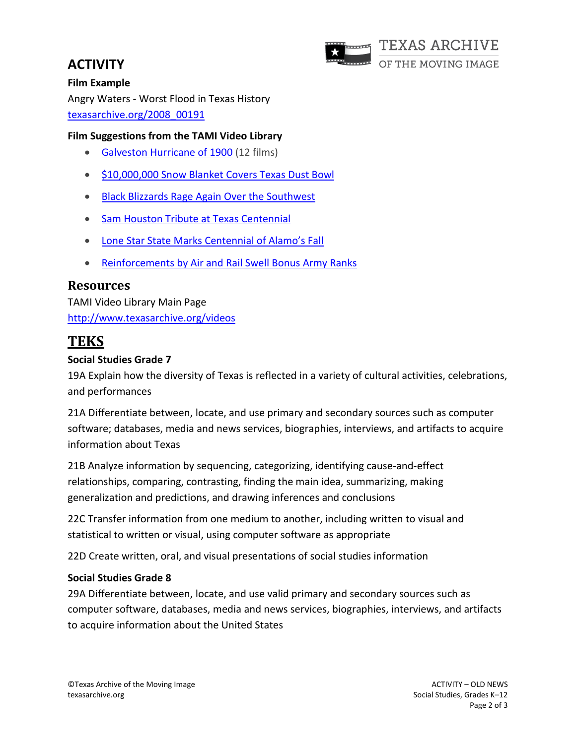## ACTIVITY

**Film Example**

Angry Waters - Worst Flood in Texas History
texasarchive.org/2008_00191

**Film Suggestions from the TAMI Video Library**

- Galveston Hurricane of 1900 (12 films)
- $10,000,000 Snow Blanket Covers Texas Dust Bowl
- Black Blizzards Rage Again Over the Southwest
- Sam Houston Tribute at Texas Centennial
- Lone Star State Marks Centennial of Alamo's Fall
- Reinforcements by Air and Rail Swell Bonus Army Ranks

## Resources

TAMI Video Library Main Page
http://www.texasarchive.org/videos

## TEKS

**Social Studies Grade 7**

19A Explain how the diversity of Texas is reflected in a variety of cultural activities, celebrations, and performances

21A Differentiate between, locate, and use primary and secondary sources such as computer software; databases, media and news services, biographies, interviews, and artifacts to acquire information about Texas

21B Analyze information by sequencing, categorizing, identifying cause-and-effect relationships, comparing, contrasting, finding the main idea, summarizing, making generalization and predictions, and drawing inferences and conclusions

22C Transfer information from one medium to another, including written to visual and statistical to written or visual, using computer software as appropriate

22D Create written, oral, and visual presentations of social studies information

**Social Studies Grade 8**

29A Differentiate between, locate, and use valid primary and secondary sources such as computer software, databases, media and news services, biographies, interviews, and artifacts to acquire information about the United States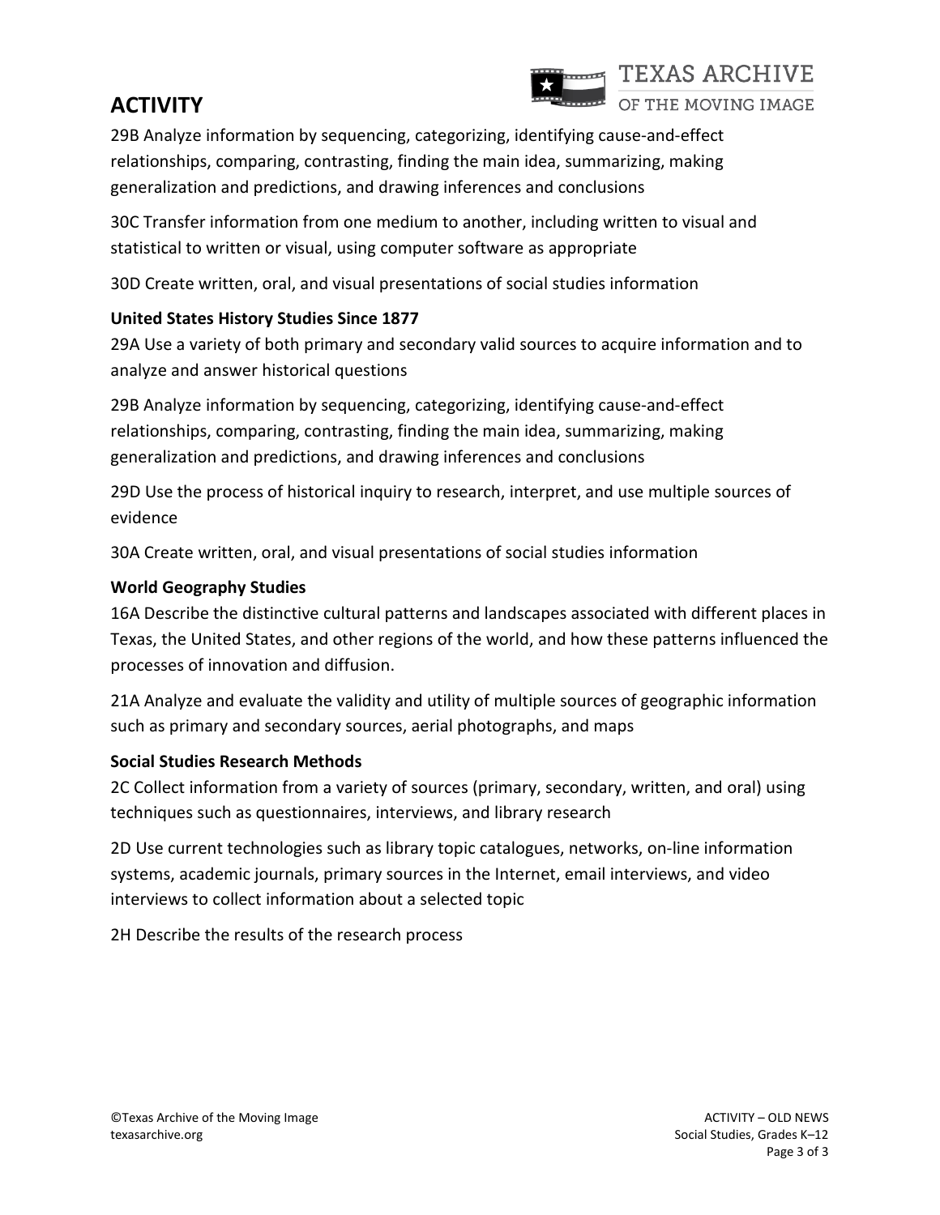# ACTIVITY

29B Analyze information by sequencing, categorizing, identifying cause-and-effect relationships, comparing, contrasting, finding the main idea, summarizing, making generalization and predictions, and drawing inferences and conclusions

30C Transfer information from one medium to another, including written to visual and statistical to written or visual, using computer software as appropriate

30D Create written, oral, and visual presentations of social studies information

**United States History Studies Since 1877**

29A Use a variety of both primary and secondary valid sources to acquire information and to analyze and answer historical questions

29B Analyze information by sequencing, categorizing, identifying cause-and-effect relationships, comparing, contrasting, finding the main idea, summarizing, making generalization and predictions, and drawing inferences and conclusions

29D Use the process of historical inquiry to research, interpret, and use multiple sources of evidence

30A Create written, oral, and visual presentations of social studies information

**World Geography Studies**

16A Describe the distinctive cultural patterns and landscapes associated with different places in Texas, the United States, and other regions of the world, and how these patterns influenced the processes of innovation and diffusion.

21A Analyze and evaluate the validity and utility of multiple sources of geographic information such as primary and secondary sources, aerial photographs, and maps

**Social Studies Research Methods**

2C Collect information from a variety of sources (primary, secondary, written, and oral) using techniques such as questionnaires, interviews, and library research

2D Use current technologies such as library topic catalogues, networks, on-line information systems, academic journals, primary sources in the Internet, email interviews, and video interviews to collect information about a selected topic

2H Describe the results of the research process